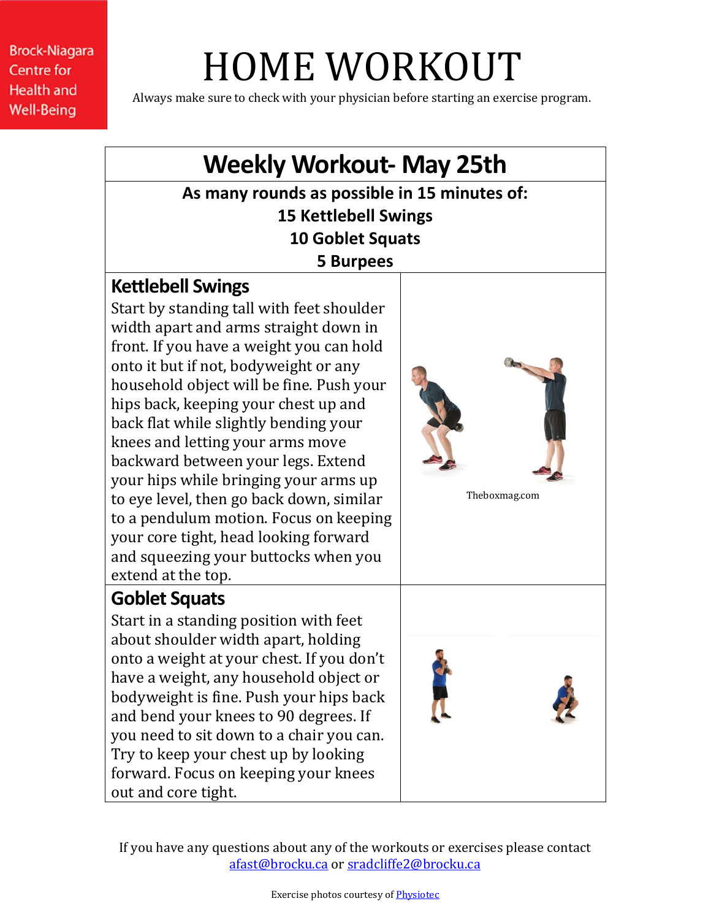Brock-Niagara Centre for Health and Well-Being

# HOME WORKOUT

Always make sure to check with your physician before starting an exercise program.

## Weekly Workout- May 25th

**As many rounds as possible in 15 minutes of:**
**15 Kettlebell Swings**
**10 Goblet Squats**
**5 Burpees**

### Kettlebell Swings

Start by standing tall with feet shoulder width apart and arms straight down in front. If you have a weight you can hold onto it but if not, bodyweight or any household object will be fine. Push your hips back, keeping your chest up and back flat while slightly bending your knees and letting your arms move backward between your legs. Extend your hips while bringing your arms up to eye level, then go back down, similar to a pendulum motion. Focus on keeping your core tight, head looking forward and squeezing your buttocks when you extend at the top.

Theboxmag.com

### Goblet Squats

Start in a standing position with feet about shoulder width apart, holding onto a weight at your chest. If you don't have a weight, any household object or bodyweight is fine. Push your hips back and bend your knees to 90 degrees. If you need to sit down to a chair you can. Try to keep your chest up by looking forward. Focus on keeping your knees out and core tight.

If you have any questions about any of the workouts or exercises please contact [afast@brocku.ca](mailto:afast@brocku.ca) or [sradcliffe2@brocku.ca](mailto:sradcliffe2@brocku.ca)

Exercise photos courtesy of Physiotec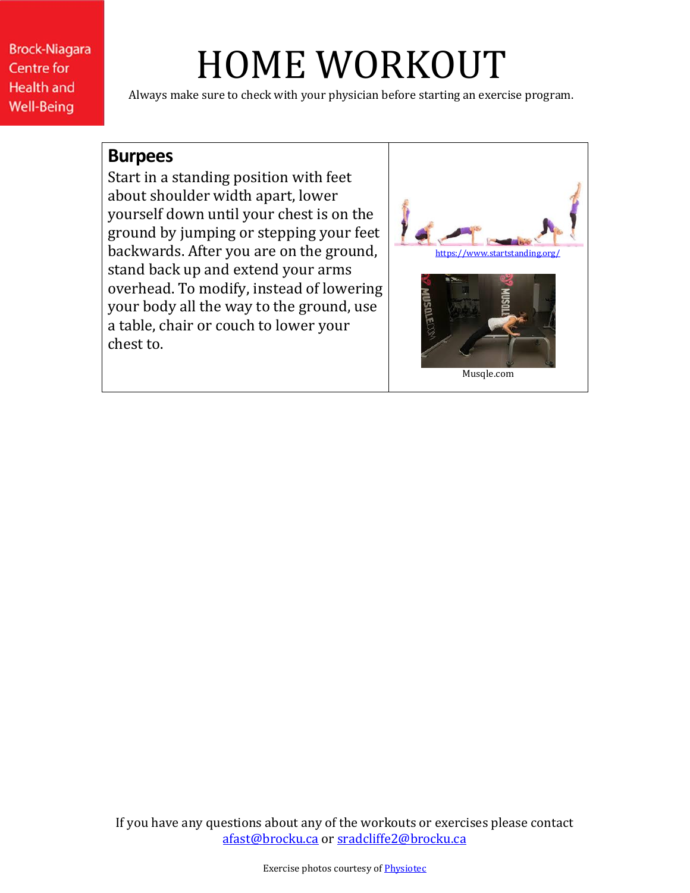# HOME WORKOUT

Always make sure to check with your physician before starting an exercise program.

| **Burpees** Start in a standing position with feet about shoulder width apart, lower yourself down until your chest is on the ground by jumping or stepping your feet backwards. After you are on the ground, stand back up and extend your arms overhead. To modify, instead of lowering your body all the way to the ground, use a table, chair or couch to lower your chest to. | https://www.startstanding.org/ Musqle.com |
|---|---|

If you have any questions about any of the workouts or exercises please contact afast@brocku.ca or sradcliffe2@brocku.ca

Exercise photos courtesy of Physiotec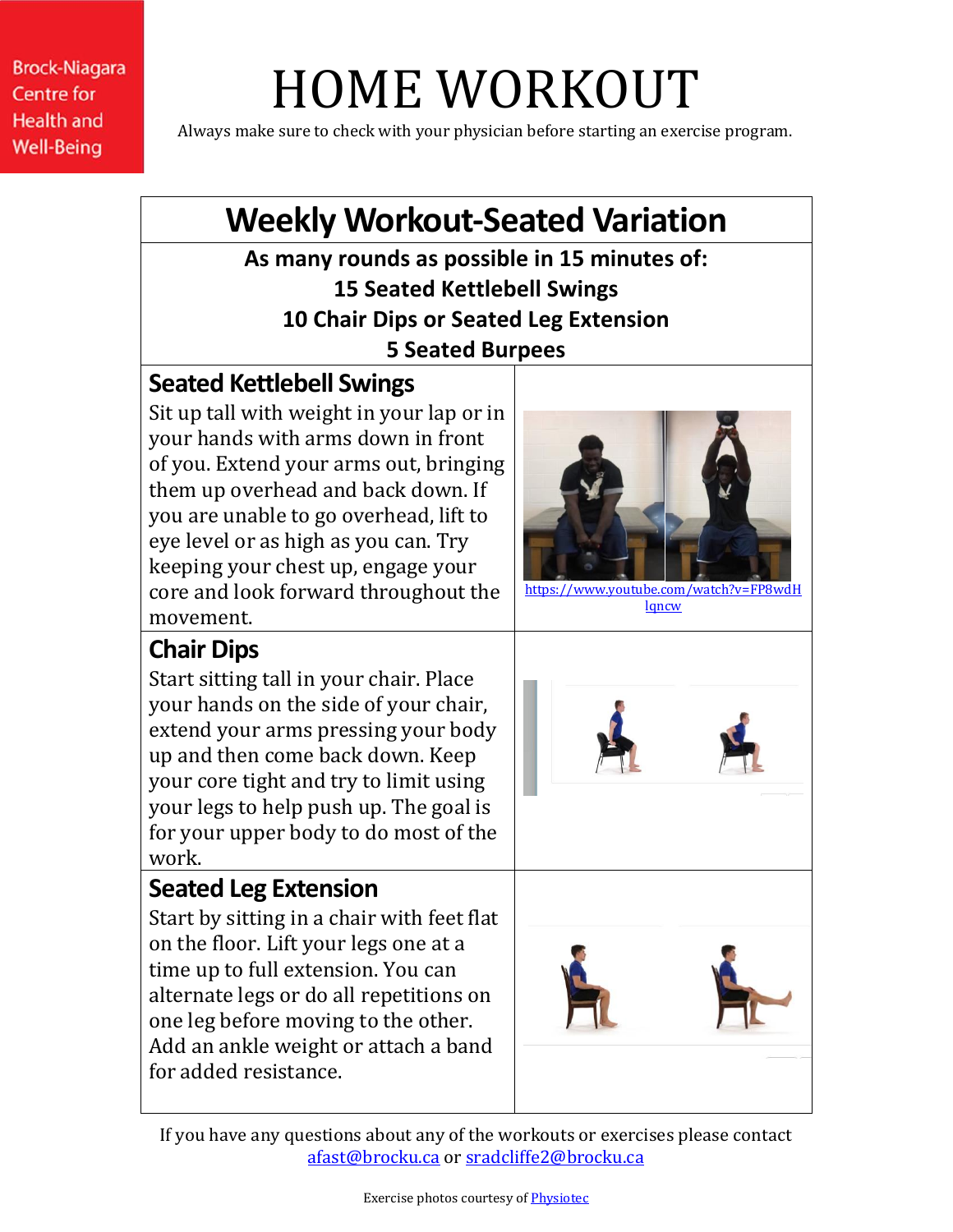Brock-Niagara Centre for Health and Well-Being

# HOME WORKOUT

Always make sure to check with your physician before starting an exercise program.

## Weekly Workout-Seated Variation

**As many rounds as possible in 15 minutes of:**
**15 Seated Kettlebell Swings**
**10 Chair Dips or Seated Leg Extension**
**5 Seated Burpees**

### Seated Kettlebell Swings

Sit up tall with weight in your lap or in your hands with arms down in front of you. Extend your arms out, bringing them up overhead and back down. If you are unable to go overhead, lift to eye level or as high as you can. Try keeping your chest up, engage your core and look forward throughout the movement.

https://www.youtube.com/watch?v=FP8wdHlqncw

### Chair Dips

Start sitting tall in your chair. Place your hands on the side of your chair, extend your arms pressing your body up and then come back down. Keep your core tight and try to limit using your legs to help push up. The goal is for your upper body to do most of the work.

### Seated Leg Extension

Start by sitting in a chair with feet flat on the floor. Lift your legs one at a time up to full extension. You can alternate legs or do all repetitions on one leg before moving to the other. Add an ankle weight or attach a band for added resistance.

If you have any questions about any of the workouts or exercises please contact afast@brocku.ca or sradcliffe2@brocku.ca

Exercise photos courtesy of Physiotec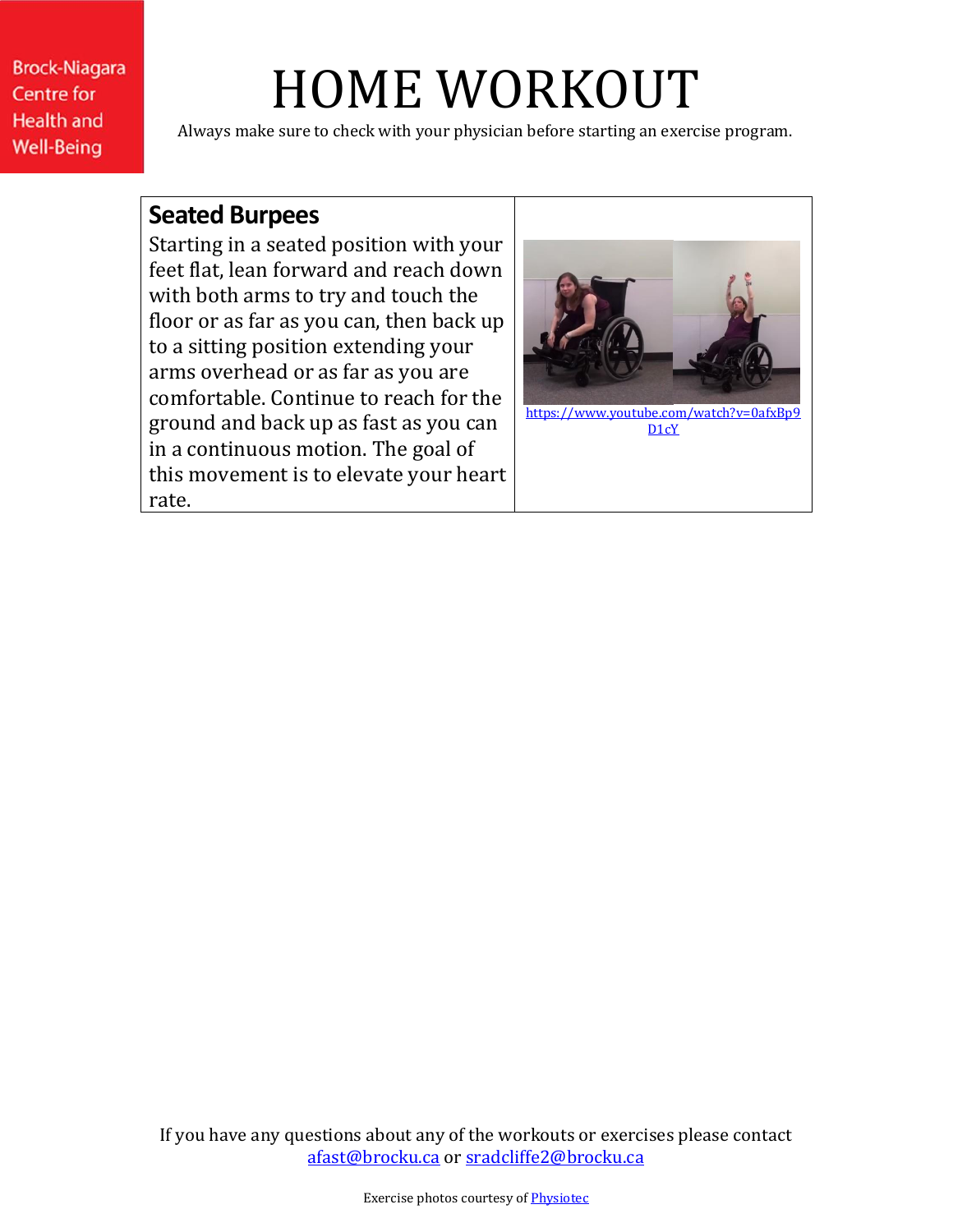Brock-Niagara Centre for Health and Well-Being

# HOME WORKOUT

Always make sure to check with your physician before starting an exercise program.

| | |
|---|---|
| **Seated Burpees** Starting in a seated position with your feet flat, lean forward and reach down with both arms to try and touch the floor or as far as you can, then back up to a sitting position extending your arms overhead or as far as you are comfortable. Continue to reach for the ground and back up as fast as you can in a continuous motion. The goal of this movement is to elevate your heart rate. | https://www.youtube.com/watch?v=0afxBp9D1cY |

If you have any questions about any of the workouts or exercises please contact afast@brocku.ca or sradcliffe2@brocku.ca

Exercise photos courtesy of Physiotec